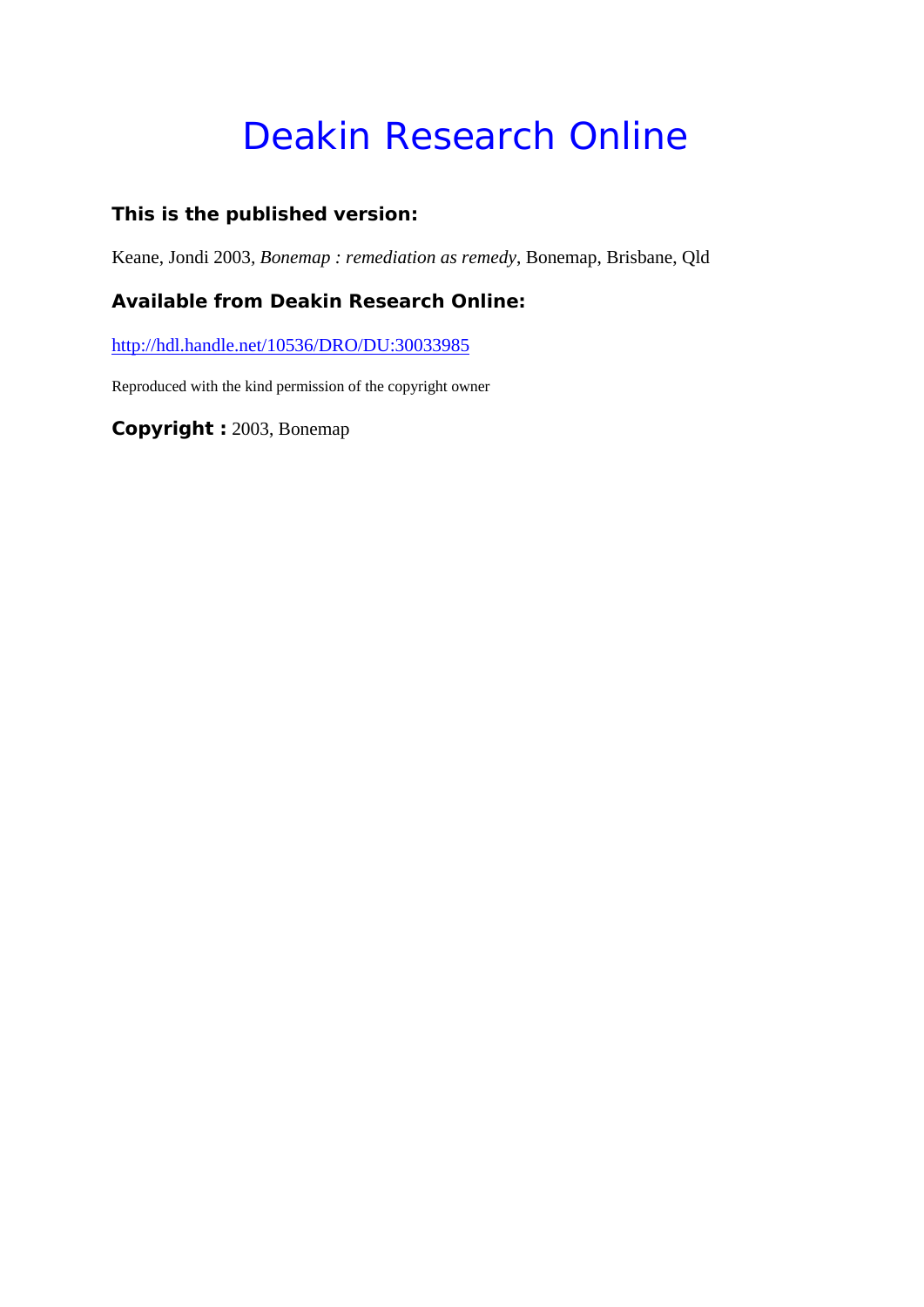# Deakin Research Online

**This is the published version:**

Keane, Jondi 2003, *Bonemap : remediation as remedy*, Bonemap, Brisbane, Qld

**Available from Deakin Research Online:**

http://hdl.handle.net/10536/DRO/DU:30033985

Reproduced with the kind permission of the copyright owner

**Copyright :** 2003, Bonemap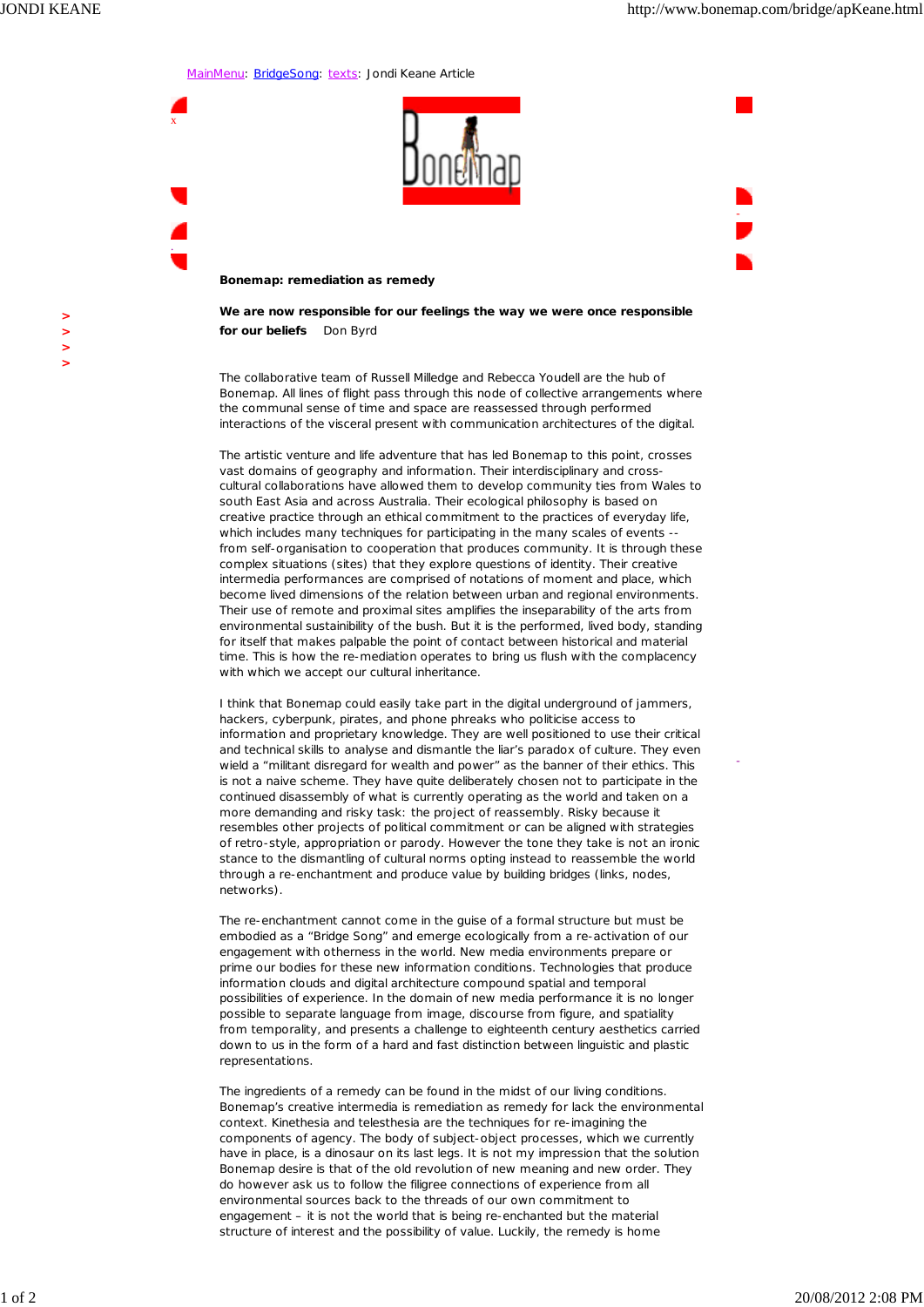MainMenu: BridgeSong: texts: Jondi Keane Article

**Bonemap: remediation as remedy**

**We are now responsible for our feelings the way we were once responsible for our beliefs** Don Byrd

The collaborative team of Russell Milledge and Rebecca Youdell are the hub of Bonemap. All lines of flight pass through this node of collective arrangements where the communal sense of time and space are reassessed through performed interactions of the visceral present with communication architectures of the digital.

The artistic venture and life adventure that has led Bonemap to this point, crosses vast domains of geography and information. Their interdisciplinary and cross-cultural collaborations have allowed them to develop community ties from Wales to south East Asia and across Australia. Their ecological philosophy is based on creative practice through an ethical commitment to the practices of everyday life, which includes many techniques for participating in the many scales of events -- from self-organisation to cooperation that produces community. It is through these complex situations (sites) that they explore questions of identity. Their creative intermedia performances are comprised of notations of moment and place, which become lived dimensions of the relation between urban and regional environments. Their use of remote and proximal sites amplifies the inseparability of the arts from environmental sustainability of the bush. But it is the performed, lived body, standing for itself that makes palpable the point of contact between historical and material time. This is how the re-mediation operates to bring us flush with the complacency with which we accept our cultural inheritance.

I think that Bonemap could easily take part in the digital underground of jammers, hackers, cyberpunk, pirates, and phone phreaks who politicise access to information and proprietary knowledge. They are well positioned to use their critical and technical skills to analyse and dismantle the liar's paradox of culture. They even wield a "militant disregard for wealth and power" as the banner of their ethics. This is not a naive scheme. They have quite deliberately chosen not to participate in the continued disassembly of what is currently operating as the world and taken on a more demanding and risky task: the project of reassembly. Risky because it resembles other projects of political commitment or can be aligned with strategies of retro-style, appropriation or parody. However the tone they take is not an ironic stance to the dismantling of cultural norms opting instead to reassemble the world through a re-enchantment and produce value by building bridges (links, nodes, networks).

The re-enchantment cannot come in the guise of a formal structure but must be embodied as a "Bridge Song" and emerge ecologically from a re-activation of our engagement with otherness in the world. New media environments prepare or prime our bodies for these new information conditions. Technologies that produce information clouds and digital architecture compound spatial and temporal possibilities of experience. In the domain of new media performance it is no longer possible to separate language from image, discourse from figure, and spatiality from temporality, and presents a challenge to eighteenth century aesthetics carried down to us in the form of a hard and fast distinction between linguistic and plastic representations.

The ingredients of a remedy can be found in the midst of our living conditions. Bonemap's creative intermedia is remediation as remedy for lack the environmental context. Kinethesia and telesthesia are the techniques for re-imagining the components of agency. The body of subject-object processes, which we currently have in place, is a dinosaur on its last legs. It is not my impression that the solution Bonemap desire is that of the old revolution of new meaning and new order. They do however ask us to follow the filigree connections of experience from all environmental sources back to the threads of our own commitment to engagement – it is not the world that is being re-enchanted but the material structure of interest and the possibility of value. Luckily, the remedy is home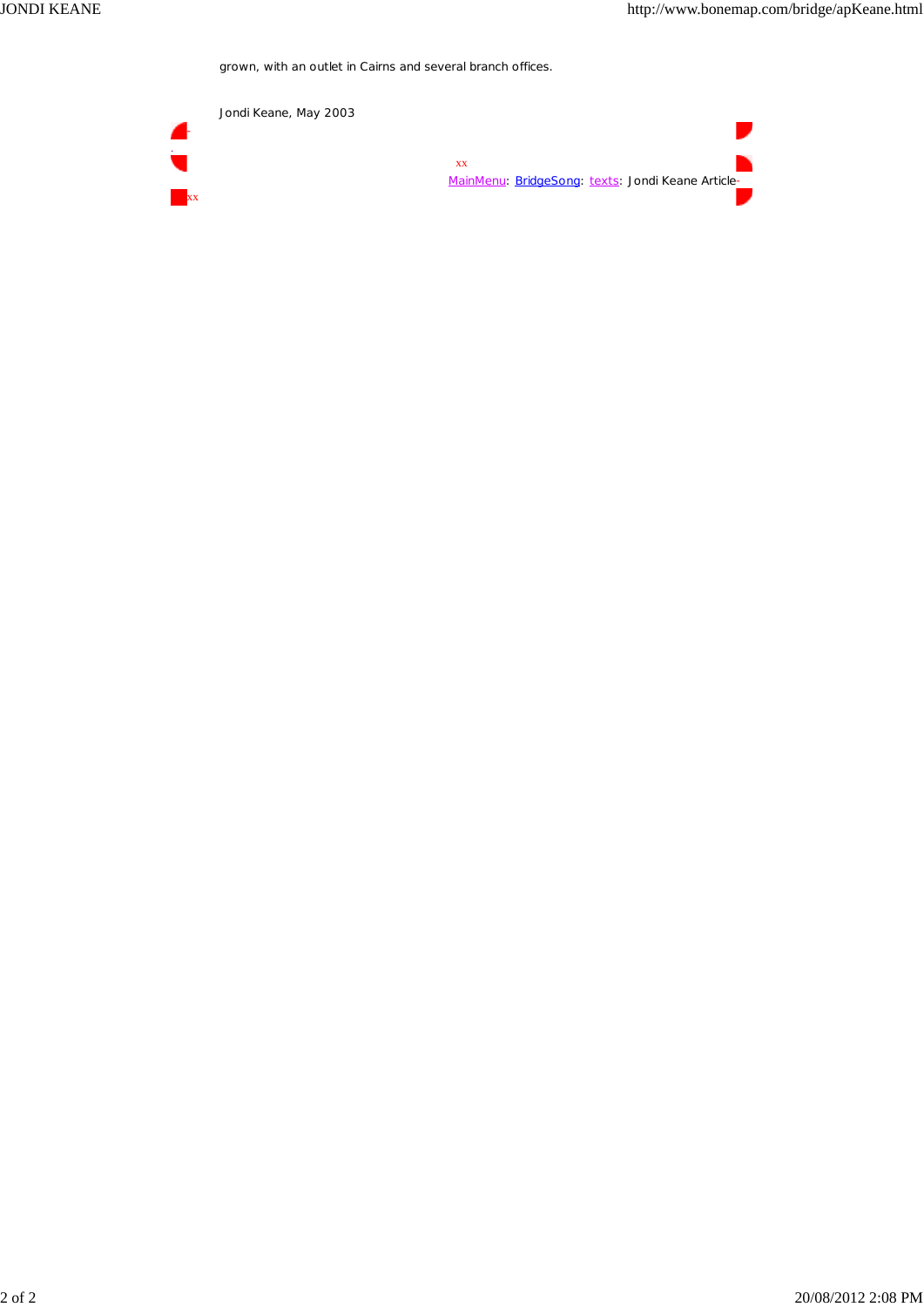grown, with an outlet in Cairns and several branch offices.

Jondi Keane, May 2003

xx

MainMenu: BridgeSong: texts: Jondi Keane Article

xx